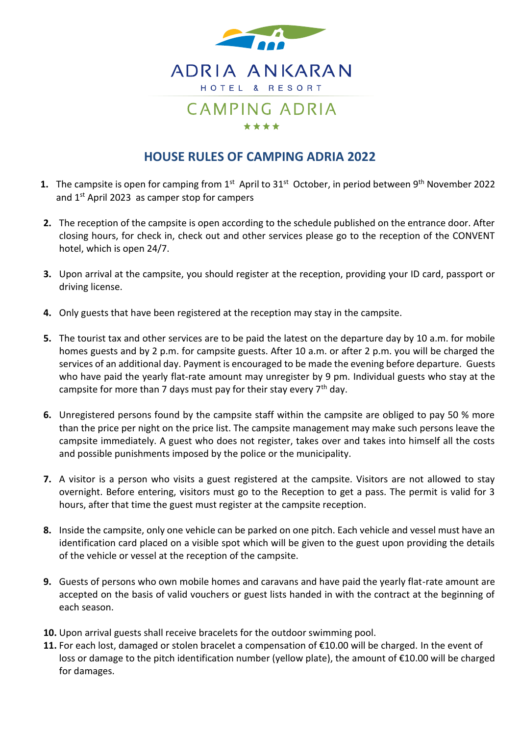ADRIA ANKARAN

HOTEL & RESORT

CAMPING ADRIA

★★★★

# HOUSE RULES OF CAMPING ADRIA 2022

1. The campsite is open for camping from 1st April to 31st October, in period between 9th November 2022 and 1st April 2023 as camper stop for campers
2. The reception of the campsite is open according to the schedule published on the entrance door. After closing hours, for check in, check out and other services please go to the reception of the CONVENT hotel, which is open 24/7.
3. Upon arrival at the campsite, you should register at the reception, providing your ID card, passport or driving license.
4. Only guests that have been registered at the reception may stay in the campsite.
5. The tourist tax and other services are to be paid the latest on the departure day by 10 a.m. for mobile homes guests and by 2 p.m. for campsite guests. After 10 a.m. or after 2 p.m. you will be charged the services of an additional day. Payment is encouraged to be made the evening before departure. Guests who have paid the yearly flat-rate amount may unregister by 9 pm. Individual guests who stay at the campsite for more than 7 days must pay for their stay every 7th day.
6. Unregistered persons found by the campsite staff within the campsite are obliged to pay 50 % more than the price per night on the price list. The campsite management may make such persons leave the campsite immediately. A guest who does not register, takes over and takes into himself all the costs and possible punishments imposed by the police or the municipality.
7. A visitor is a person who visits a guest registered at the campsite. Visitors are not allowed to stay overnight. Before entering, visitors must go to the Reception to get a pass. The permit is valid for 3 hours, after that time the guest must register at the campsite reception.
8. Inside the campsite, only one vehicle can be parked on one pitch. Each vehicle and vessel must have an identification card placed on a visible spot which will be given to the guest upon providing the details of the vehicle or vessel at the reception of the campsite.
9. Guests of persons who own mobile homes and caravans and have paid the yearly flat-rate amount are accepted on the basis of valid vouchers or guest lists handed in with the contract at the beginning of each season.
10. Upon arrival guests shall receive bracelets for the outdoor swimming pool.
11. For each lost, damaged or stolen bracelet a compensation of €10.00 will be charged. In the event of loss or damage to the pitch identification number (yellow plate), the amount of €10.00 will be charged for damages.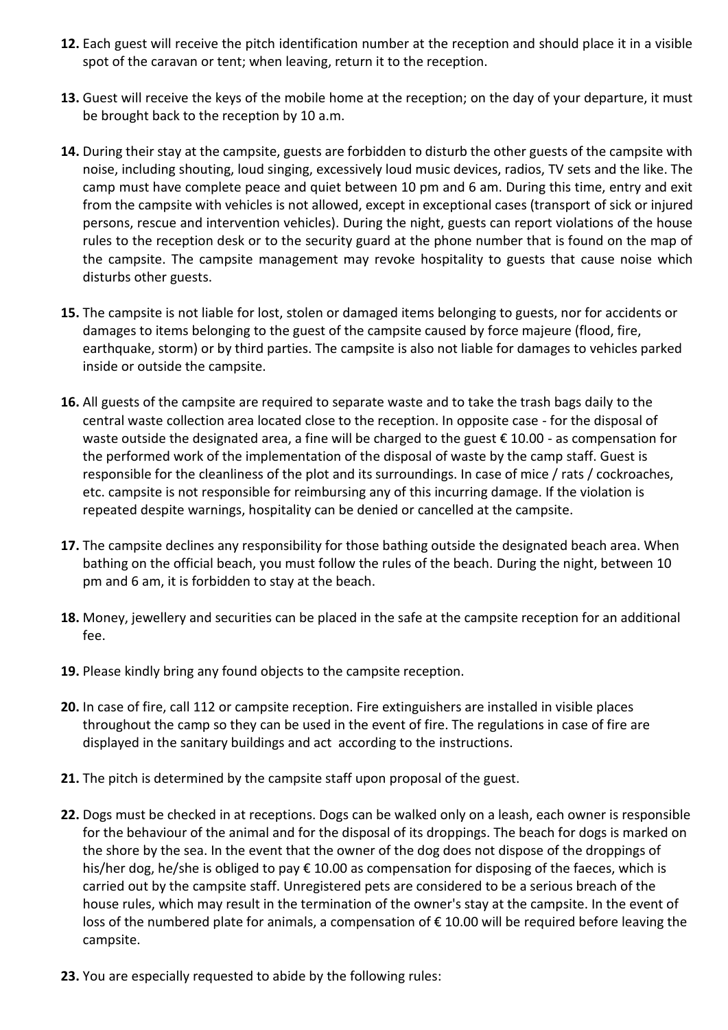**12.** Each guest will receive the pitch identification number at the reception and should place it in a visible spot of the caravan or tent; when leaving, return it to the reception.

**13.** Guest will receive the keys of the mobile home at the reception; on the day of your departure, it must be brought back to the reception by 10 a.m.

**14.** During their stay at the campsite, guests are forbidden to disturb the other guests of the campsite with noise, including shouting, loud singing, excessively loud music devices, radios, TV sets and the like. The camp must have complete peace and quiet between 10 pm and 6 am. During this time, entry and exit from the campsite with vehicles is not allowed, except in exceptional cases (transport of sick or injured persons, rescue and intervention vehicles). During the night, guests can report violations of the house rules to the reception desk or to the security guard at the phone number that is found on the map of the campsite. The campsite management may revoke hospitality to guests that cause noise which disturbs other guests.

**15.** The campsite is not liable for lost, stolen or damaged items belonging to guests, nor for accidents or damages to items belonging to the guest of the campsite caused by force majeure (flood, fire, earthquake, storm) or by third parties. The campsite is also not liable for damages to vehicles parked inside or outside the campsite.

**16.** All guests of the campsite are required to separate waste and to take the trash bags daily to the central waste collection area located close to the reception. In opposite case - for the disposal of waste outside the designated area, a fine will be charged to the guest € 10.00 - as compensation for the performed work of the implementation of the disposal of waste by the camp staff. Guest is responsible for the cleanliness of the plot and its surroundings. In case of mice / rats / cockroaches, etc. campsite is not responsible for reimbursing any of this incurring damage. If the violation is repeated despite warnings, hospitality can be denied or cancelled at the campsite.

**17.** The campsite declines any responsibility for those bathing outside the designated beach area. When bathing on the official beach, you must follow the rules of the beach. During the night, between 10 pm and 6 am, it is forbidden to stay at the beach.

**18.** Money, jewellery and securities can be placed in the safe at the campsite reception for an additional fee.

**19.** Please kindly bring any found objects to the campsite reception.

**20.** In case of fire, call 112 or campsite reception. Fire extinguishers are installed in visible places throughout the camp so they can be used in the event of fire. The regulations in case of fire are displayed in the sanitary buildings and act according to the instructions.

**21.** The pitch is determined by the campsite staff upon proposal of the guest.

**22.** Dogs must be checked in at receptions. Dogs can be walked only on a leash, each owner is responsible for the behaviour of the animal and for the disposal of its droppings. The beach for dogs is marked on the shore by the sea. In the event that the owner of the dog does not dispose of the droppings of his/her dog, he/she is obliged to pay € 10.00 as compensation for disposing of the faeces, which is carried out by the campsite staff. Unregistered pets are considered to be a serious breach of the house rules, which may result in the termination of the owner's stay at the campsite. In the event of loss of the numbered plate for animals, a compensation of € 10.00 will be required before leaving the campsite.

**23.** You are especially requested to abide by the following rules: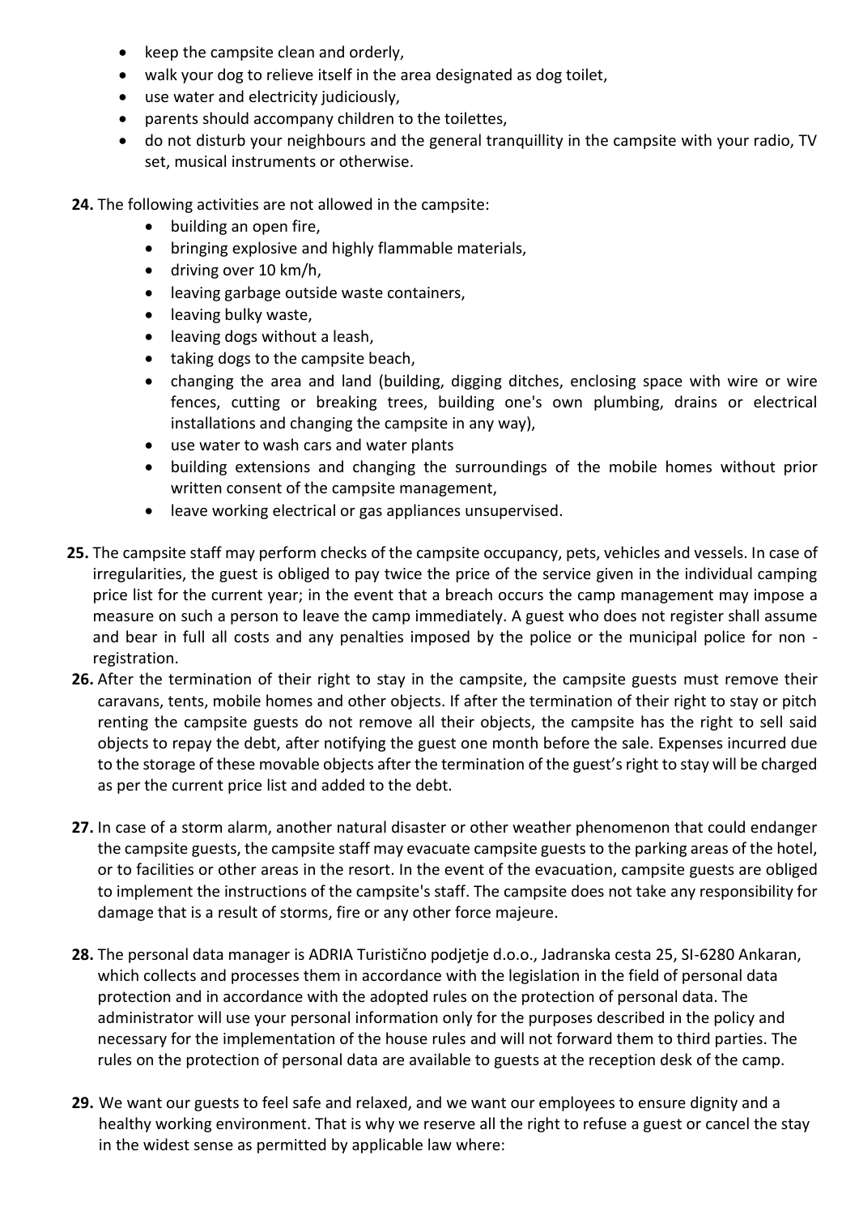- keep the campsite clean and orderly,
- walk your dog to relieve itself in the area designated as dog toilet,
- use water and electricity judiciously,
- parents should accompany children to the toilettes,
- do not disturb your neighbours and the general tranquillity in the campsite with your radio, TV set, musical instruments or otherwise.

**24.** The following activities are not allowed in the campsite:

- building an open fire,
- bringing explosive and highly flammable materials,
- driving over 10 km/h,
- leaving garbage outside waste containers,
- leaving bulky waste,
- leaving dogs without a leash,
- taking dogs to the campsite beach,
- changing the area and land (building, digging ditches, enclosing space with wire or wire fences, cutting or breaking trees, building one's own plumbing, drains or electrical installations and changing the campsite in any way),
- use water to wash cars and water plants
- building extensions and changing the surroundings of the mobile homes without prior written consent of the campsite management,
- leave working electrical or gas appliances unsupervised.

**25.** The campsite staff may perform checks of the campsite occupancy, pets, vehicles and vessels. In case of irregularities, the guest is obliged to pay twice the price of the service given in the individual camping price list for the current year; in the event that a breach occurs the camp management may impose a measure on such a person to leave the camp immediately. A guest who does not register shall assume and bear in full all costs and any penalties imposed by the police or the municipal police for non - registration.

**26.** After the termination of their right to stay in the campsite, the campsite guests must remove their caravans, tents, mobile homes and other objects. If after the termination of their right to stay or pitch renting the campsite guests do not remove all their objects, the campsite has the right to sell said objects to repay the debt, after notifying the guest one month before the sale. Expenses incurred due to the storage of these movable objects after the termination of the guest's right to stay will be charged as per the current price list and added to the debt.

**27.** In case of a storm alarm, another natural disaster or other weather phenomenon that could endanger the campsite guests, the campsite staff may evacuate campsite guests to the parking areas of the hotel, or to facilities or other areas in the resort. In the event of the evacuation, campsite guests are obliged to implement the instructions of the campsite's staff. The campsite does not take any responsibility for damage that is a result of storms, fire or any other force majeure.

**28.** The personal data manager is ADRIA Turistično podjetje d.o.o., Jadranska cesta 25, SI-6280 Ankaran, which collects and processes them in accordance with the legislation in the field of personal data protection and in accordance with the adopted rules on the protection of personal data. The administrator will use your personal information only for the purposes described in the policy and necessary for the implementation of the house rules and will not forward them to third parties. The rules on the protection of personal data are available to guests at the reception desk of the camp.

**29.** We want our guests to feel safe and relaxed, and we want our employees to ensure dignity and a healthy working environment. That is why we reserve all the right to refuse a guest or cancel the stay in the widest sense as permitted by applicable law where: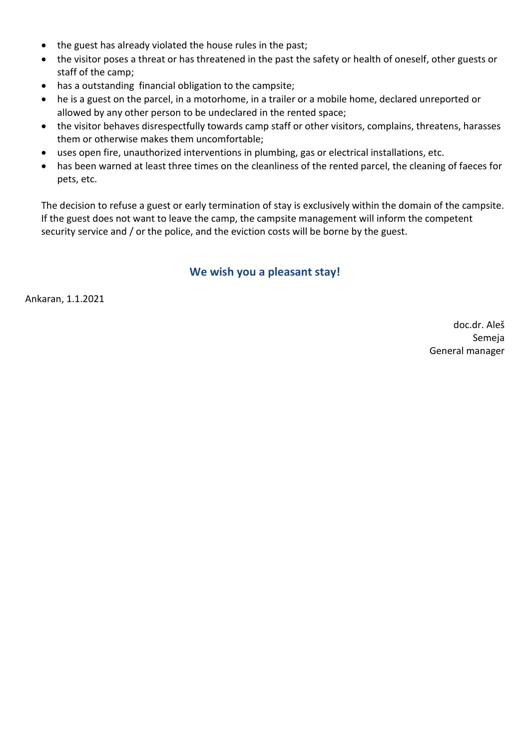- the guest has already violated the house rules in the past;
- the visitor poses a threat or has threatened in the past the safety or health of oneself, other guests or staff of the camp;
- has a outstanding financial obligation to the campsite;
- he is a guest on the parcel, in a motorhome, in a trailer or a mobile home, declared unreported or allowed by any other person to be undeclared in the rented space;
- the visitor behaves disrespectfully towards camp staff or other visitors, complains, threatens, harasses them or otherwise makes them uncomfortable;
- uses open fire, unauthorized interventions in plumbing, gas or electrical installations, etc.
- has been warned at least three times on the cleanliness of the rented parcel, the cleaning of faeces for pets, etc.

The decision to refuse a guest or early termination of stay is exclusively within the domain of the campsite. If the guest does not want to leave the camp, the campsite management will inform the competent security service and / or the police, and the eviction costs will be borne by the guest.

## We wish you a pleasant stay!

Ankaran, 1.1.2021

doc.dr. Aleš Semeja
General manager